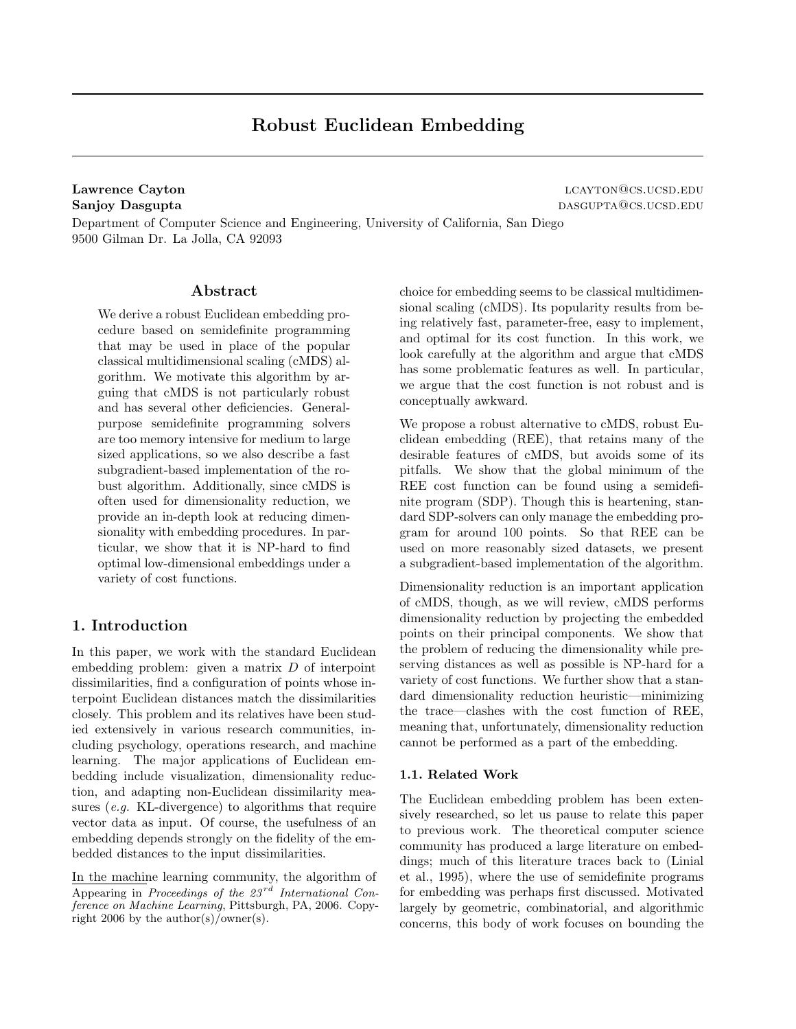# Robust Euclidean Embedding

**Lawrence Cayton** lcayton@cs.ucsd.edu
**Sanjoy Dasgupta** dasgupta@cs.ucsd.edu
Department of Computer Science and Engineering, University of California, San Diego
9500 Gilman Dr. La Jolla, CA 92093

## Abstract

We derive a robust Euclidean embedding procedure based on semidefinite programming that may be used in place of the popular classical multidimensional scaling (cMDS) algorithm. We motivate this algorithm by arguing that cMDS is not particularly robust and has several other deficiencies. General-purpose semidefinite programming solvers are too memory intensive for medium to large sized applications, so we also describe a fast subgradient-based implementation of the robust algorithm. Additionally, since cMDS is often used for dimensionality reduction, we provide an in-depth look at reducing dimensionality with embedding procedures. In particular, we show that it is NP-hard to find optimal low-dimensional embeddings under a variety of cost functions.

## 1. Introduction

In this paper, we work with the standard Euclidean embedding problem: given a matrix $D$ of interpoint dissimilarities, find a configuration of points whose interpoint Euclidean distances match the dissimilarities closely. This problem and its relatives have been studied extensively in various research communities, including psychology, operations research, and machine learning. The major applications of Euclidean embedding include visualization, dimensionality reduction, and adapting non-Euclidean dissimilarity measures (*e.g.* KL-divergence) to algorithms that require vector data as input. Of course, the usefulness of an embedding depends strongly on the fidelity of the embedded distances to the input dissimilarities.

In the machine learning community, the algorithm of choice for embedding seems to be classical multidimensional scaling (cMDS). Its popularity results from being relatively fast, parameter-free, easy to implement, and optimal for its cost function. In this work, we look carefully at the algorithm and argue that cMDS has some problematic features as well. In particular, we argue that the cost function is not robust and is conceptually awkward.

Appearing in *Proceedings of the 23rd International Conference on Machine Learning*, Pittsburgh, PA, 2006. Copyright 2006 by the author(s)/owner(s).

We propose a robust alternative to cMDS, robust Euclidean embedding (REE), that retains many of the desirable features of cMDS, but avoids some of its pitfalls. We show that the global minimum of the REE cost function can be found using a semidefinite program (SDP). Though this is heartening, standard SDP-solvers can only manage the embedding program for around 100 points. So that REE can be used on more reasonably sized datasets, we present a subgradient-based implementation of the algorithm.

Dimensionality reduction is an important application of cMDS, though, as we will review, cMDS performs dimensionality reduction by projecting the embedded points on their principal components. We show that the problem of reducing the dimensionality while preserving distances as well as possible is NP-hard for a variety of cost functions. We further show that a standard dimensionality reduction heuristic—minimizing the trace—clashes with the cost function of REE, meaning that, unfortunately, dimensionality reduction cannot be performed as a part of the embedding.

### 1.1. Related Work

The Euclidean embedding problem has been extensively researched, so let us pause to relate this paper to previous work. The theoretical computer science community has produced a large literature on embeddings; much of this literature traces back to (Linial et al., 1995), where the use of semidefinite programs for embedding was perhaps first discussed. Motivated largely by geometric, combinatorial, and algorithmic concerns, this body of work focuses on bounding the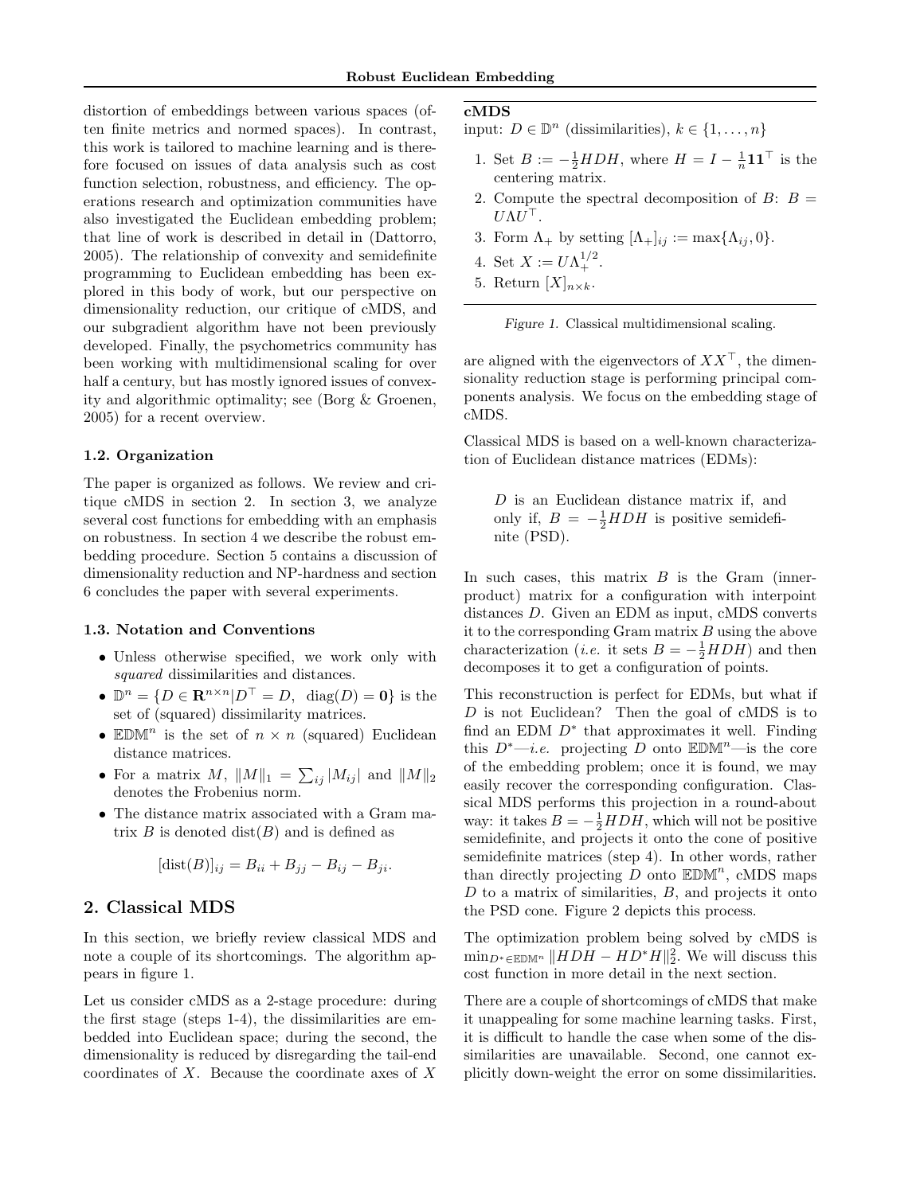distortion of embeddings between various spaces (often finite metrics and normed spaces). In contrast, this work is tailored to machine learning and is therefore focused on issues of data analysis such as cost function selection, robustness, and efficiency. The operations research and optimization communities have also investigated the Euclidean embedding problem; that line of work is described in detail in (Dattorro, 2005). The relationship of convexity and semidefinite programming to Euclidean embedding has been explored in this body of work, but our perspective on dimensionality reduction, our critique of cMDS, and our subgradient algorithm have not been previously developed. Finally, the psychometrics community has been working with multidimensional scaling for over half a century, but has mostly ignored issues of convexity and algorithmic optimality; see (Borg & Groenen, 2005) for a recent overview.

### 1.2. Organization

The paper is organized as follows. We review and critique cMDS in section 2. In section 3, we analyze several cost functions for embedding with an emphasis on robustness. In section 4 we describe the robust embedding procedure. Section 5 contains a discussion of dimensionality reduction and NP-hardness and section 6 concludes the paper with several experiments.

### 1.3. Notation and Conventions

- Unless otherwise specified, we work only with *squared* dissimilarities and distances.
- $\mathbb{D}^n = \{D \in \mathbf{R}^{n\times n} | D^\top = D,\ \operatorname{diag}(D) = \mathbf{0}\}$ is the set of (squared) dissimilarity matrices.
- $\mathbb{EDM}^n$ is the set of $n \times n$ (squared) Euclidean distance matrices.
- For a matrix $M$, $\|M\|_1 = \sum_{ij} |M_{ij}|$ and $\|M\|_2$ denotes the Frobenius norm.
- The distance matrix associated with a Gram matrix $B$ is denoted $\operatorname{dist}(B)$ and is defined as

$$[\operatorname{dist}(B)]_{ij} = B_{ii} + B_{jj} - B_{ij} - B_{ji}.$$

## 2. Classical MDS

In this section, we briefly review classical MDS and note a couple of its shortcomings. The algorithm appears in figure 1.

Let us consider cMDS as a 2-stage procedure: during the first stage (steps 1-4), the dissimilarities are embedded into Euclidean space; during the second, the dimensionality is reduced by disregarding the tail-end coordinates of $X$. Because the coordinate axes of $X$ are aligned with the eigenvectors of $XX^\top$, the dimensionality reduction stage is performing principal components analysis. We focus on the embedding stage of cMDS.

---

**cMDS**

input: $D \in \mathbb{D}^n$ (dissimilarities), $k \in \{1, \ldots, n\}$

1. Set $B := -\frac{1}{2}HDH$, where $H = I - \frac{1}{n}\mathbf{1}\mathbf{1}^\top$ is the centering matrix.
2. Compute the spectral decomposition of $B$: $B = U\Lambda U^\top$.
3. Form $\Lambda_+$ by setting $[\Lambda_+]_{ij} := \max\{\Lambda_{ij}, 0\}$.
4. Set $X := U\Lambda_+^{1/2}$.
5. Return $[X]_{n\times k}$.

---

*Figure 1.* Classical multidimensional scaling.

Classical MDS is based on a well-known characterization of Euclidean distance matrices (EDMs):

> $D$ is an Euclidean distance matrix if, and only if, $B = -\frac{1}{2}HDH$ is positive semidefinite (PSD).

In such cases, this matrix $B$ is the Gram (inner-product) matrix for a configuration with interpoint distances $D$. Given an EDM as input, cMDS converts it to the corresponding Gram matrix $B$ using the above characterization (*i.e.* it sets $B = -\frac{1}{2}HDH$) and then decomposes it to get a configuration of points.

This reconstruction is perfect for EDMs, but what if $D$ is not Euclidean? Then the goal of cMDS is to find an EDM $D^*$ that approximates it well. Finding this $D^*$—*i.e.* projecting $D$ onto $\mathbb{EDM}^n$—is the core of the embedding problem; once it is found, we may easily recover the corresponding configuration. Classical MDS performs this projection in a round-about way: it takes $B = -\frac{1}{2}HDH$, which will not be positive semidefinite, and projects it onto the cone of positive semidefinite matrices (step 4). In other words, rather than directly projecting $D$ onto $\mathbb{EDM}^n$, cMDS maps $D$ to a matrix of similarities, $B$, and projects it onto the PSD cone. Figure 2 depicts this process.

The optimization problem being solved by cMDS is $\min_{D^*\in\mathbb{EDM}^n} \|HDH - HD^*H\|_2^2$. We will discuss this cost function in more detail in the next section.

There are a couple of shortcomings of cMDS that make it unappealing for some machine learning tasks. First, it is difficult to handle the case when some of the dissimilarities are unavailable. Second, one cannot explicitly down-weight the error on some dissimilarities.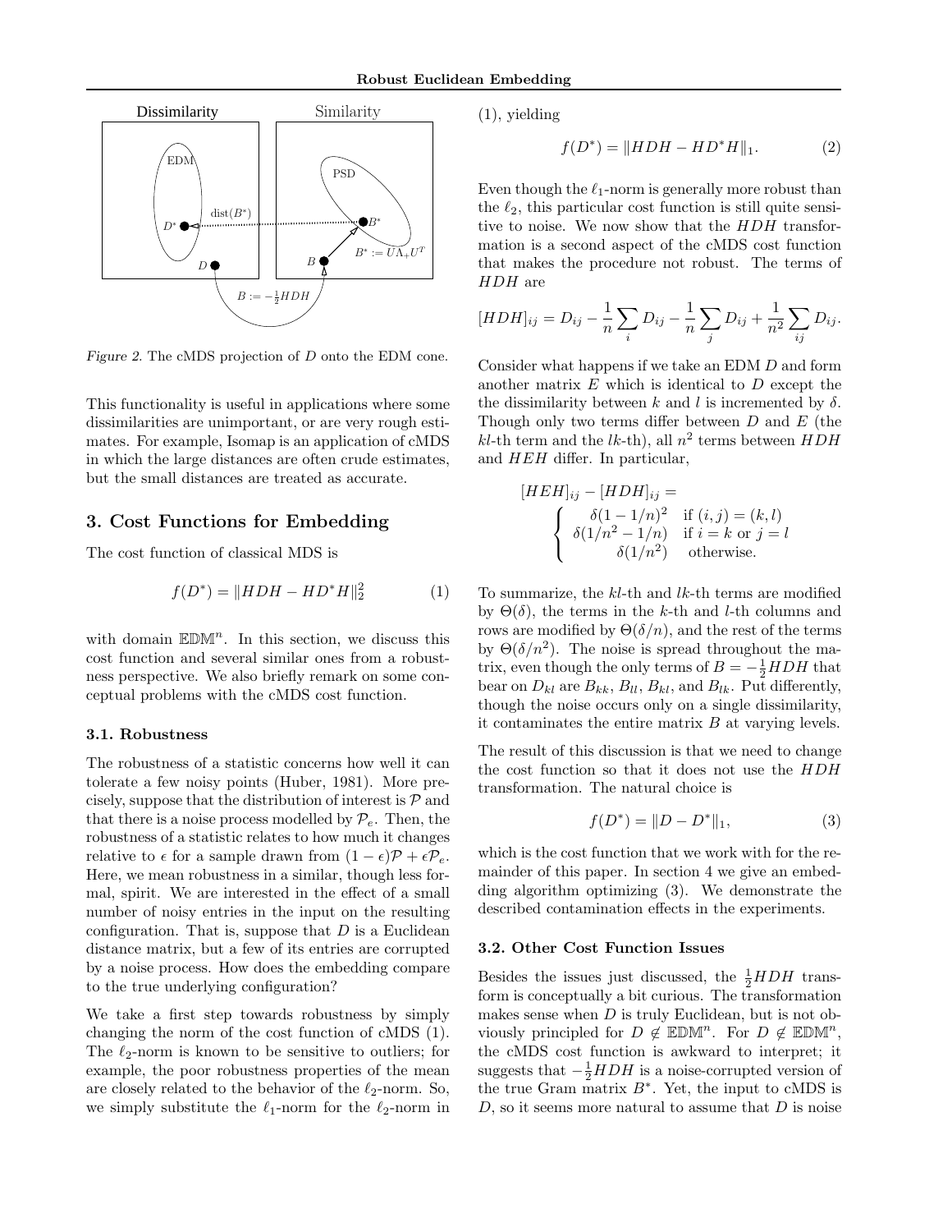Figure 2. The cMDS projection of $D$ onto the EDM cone.

This functionality is useful in applications where some dissimilarities are unimportant, or are very rough estimates. For example, Isomap is an application of cMDS in which the large distances are often crude estimates, but the small distances are treated as accurate.

## 3. Cost Functions for Embedding

The cost function of classical MDS is

$$f(D^*) = \|HDH - HD^*H\|_2^2 \tag{1}$$

with domain $\mathbb{EDM}^n$. In this section, we discuss this cost function and several similar ones from a robustness perspective. We also briefly remark on some conceptual problems with the cMDS cost function.

### 3.1. Robustness

The robustness of a statistic concerns how well it can tolerate a few noisy points (Huber, 1981). More precisely, suppose that the distribution of interest is $\mathcal{P}$ and that there is a noise process modelled by $\mathcal{P}_e$. Then, the robustness of a statistic relates to how much it changes relative to $\epsilon$ for a sample drawn from $(1-\epsilon)\mathcal{P} + \epsilon\mathcal{P}_e$. Here, we mean robustness in a similar, though less formal, spirit. We are interested in the effect of a small number of noisy entries in the input on the resulting configuration. That is, suppose that $D$ is a Euclidean distance matrix, but a few of its entries are corrupted by a noise process. How does the embedding compare to the true underlying configuration?

We take a first step towards robustness by simply changing the norm of the cost function of cMDS (1). The $\ell_2$-norm is known to be sensitive to outliers; for example, the poor robustness properties of the mean are closely related to the behavior of the $\ell_2$-norm. So, we simply substitute the $\ell_1$-norm for the $\ell_2$-norm in (1), yielding

$$f(D^*) = \|HDH - HD^*H\|_1. \tag{2}$$

Even though the $\ell_1$-norm is generally more robust than the $\ell_2$, this particular cost function is still quite sensitive to noise. We now show that the $HDH$ transformation is a second aspect of the cMDS cost function that makes the procedure not robust. The terms of $HDH$ are

$$[HDH]_{ij} = D_{ij} - \frac{1}{n}\sum_i D_{ij} - \frac{1}{n}\sum_j D_{ij} + \frac{1}{n^2}\sum_{ij} D_{ij}.$$

Consider what happens if we take an EDM $D$ and form another matrix $E$ which is identical to $D$ except the the dissimilarity between $k$ and $l$ is incremented by $\delta$. Though only two terms differ between $D$ and $E$ (the $kl$-th term and the $lk$-th), all $n^2$ terms between $HDH$ and $HEH$ differ. In particular,

$$[HEH]_{ij} - [HDH]_{ij} = \begin{cases} \delta(1-1/n)^2 & \text{if } (i,j) = (k,l) \\ \delta(1/n^2 - 1/n) & \text{if } i = k \text{ or } j = l \\ \delta(1/n^2) & \text{otherwise.} \end{cases}$$

To summarize, the $kl$-th and $lk$-th terms are modified by $\Theta(\delta)$, the terms in the $k$-th and $l$-th columns and rows are modified by $\Theta(\delta/n)$, and the rest of the terms by $\Theta(\delta/n^2)$. The noise is spread throughout the matrix, even though the only terms of $B = -\frac{1}{2}HDH$ that bear on $D_{kl}$ are $B_{kk}$, $B_{ll}$, $B_{kl}$, and $B_{lk}$. Put differently, though the noise occurs only on a single dissimilarity, it contaminates the entire matrix $B$ at varying levels.

The result of this discussion is that we need to change the cost function so that it does not use the $HDH$ transformation. The natural choice is

$$f(D^*) = \|D - D^*\|_1, \tag{3}$$

which is the cost function that we work with for the remainder of this paper. In section 4 we give an embedding algorithm optimizing (3). We demonstrate the described contamination effects in the experiments.

### 3.2. Other Cost Function Issues

Besides the issues just discussed, the $\frac{1}{2}HDH$ transform is conceptually a bit curious. The transformation makes sense when $D$ is truly Euclidean, but is not obviously principled for $D \notin \mathbb{EDM}^n$. For $D \notin \mathbb{EDM}^n$, the cMDS cost function is awkward to interpret; it suggests that $-\frac{1}{2}HDH$ is a noise-corrupted version of the true Gram matrix $B^*$. Yet, the input to cMDS is $D$, so it seems more natural to assume that $D$ is noise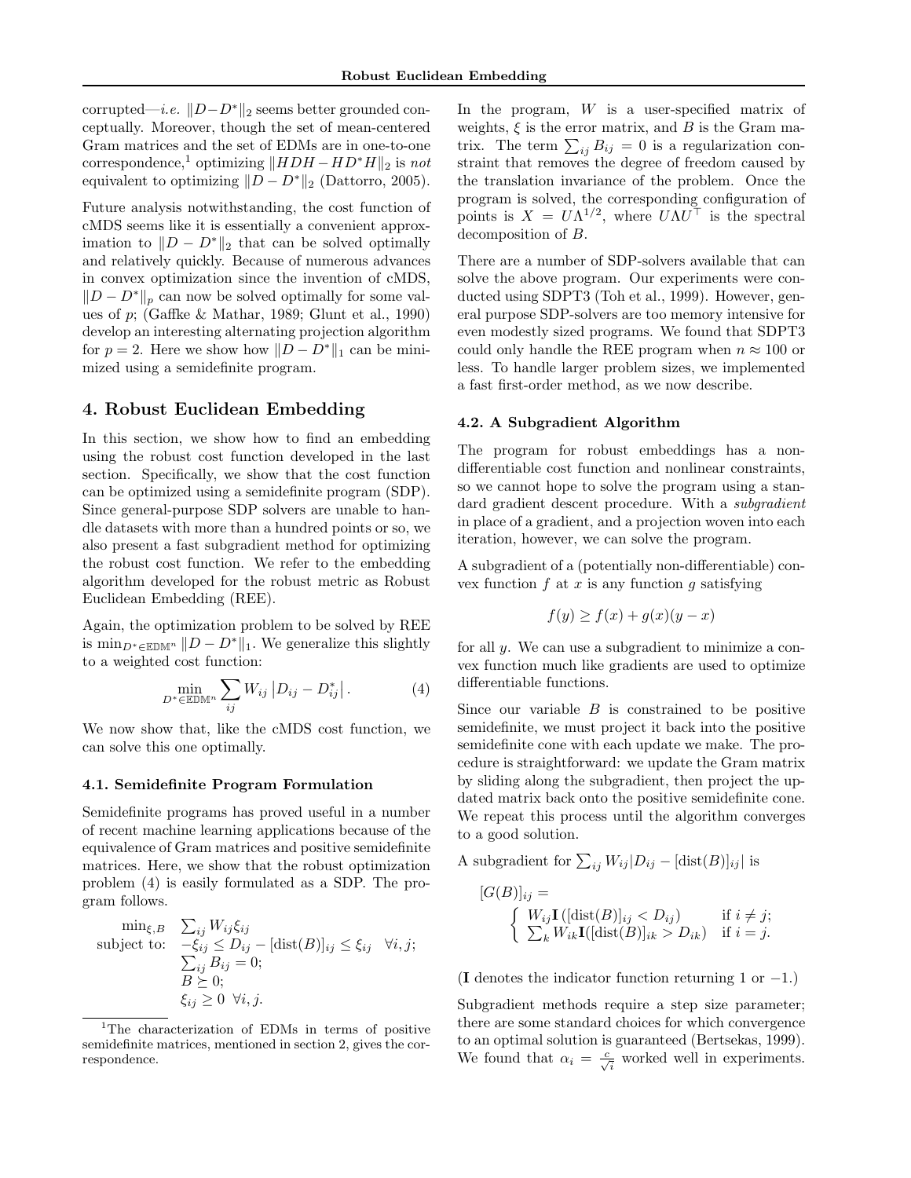corrupted—*i.e.* $\|D - D^*\|_2$ seems better grounded conceptually. Moreover, though the set of mean-centered Gram matrices and the set of EDMs are in one-to-one correspondence,[1] optimizing $\|HDH - HD^*H\|_2$ is *not* equivalent to optimizing $\|D - D^*\|_2$ (Dattorro, 2005).

Future analysis notwithstanding, the cost function of cMDS seems like it is essentially a convenient approximation to $\|D - D^*\|_2$ that can be solved optimally and relatively quickly. Because of numerous advances in convex optimization since the invention of cMDS, $\|D - D^*\|_p$ can now be solved optimally for some values of $p$; (Gaffke & Mathar, 1989; Glunt et al., 1990) develop an interesting alternating projection algorithm for $p = 2$. Here we show how $\|D - D^*\|_1$ can be minimized using a semidefinite program.

## 4. Robust Euclidean Embedding

In this section, we show how to find an embedding using the robust cost function developed in the last section. Specifically, we show that the cost function can be optimized using a semidefinite program (SDP). Since general-purpose SDP solvers are unable to handle datasets with more than a hundred points or so, we also present a fast subgradient method for optimizing the robust cost function. We refer to the embedding algorithm developed for the robust metric as Robust Euclidean Embedding (REE).

Again, the optimization problem to be solved by REE is $\min_{D^* \in \mathbb{EDM}^n} \|D - D^*\|_1$. We generalize this slightly to a weighted cost function:

$$\min_{D^* \in \mathbb{EDM}^n} \sum_{ij} W_{ij} \left| D_{ij} - D^*_{ij} \right|. \tag{4}$$

We now show that, like the cMDS cost function, we can solve this one optimally.

### 4.1. Semidefinite Program Formulation

Semidefinite programs has proved useful in a number of recent machine learning applications because of the equivalence of Gram matrices and positive semidefinite matrices. Here, we show that the robust optimization problem (4) is easily formulated as a SDP. The program follows.

$$\begin{array}{rl} \min_{\xi,B} & \sum_{ij} W_{ij} \xi_{ij} \\ \text{subject to:} & -\xi_{ij} \leq D_{ij} - [\text{dist}(B)]_{ij} \leq \xi_{ij} \quad \forall i,j; \\ & \sum_{ij} B_{ij} = 0; \\ & B \succeq 0; \\ & \xi_{ij} \geq 0 \;\; \forall i,j. \end{array}$$

In the program, $W$ is a user-specified matrix of weights, $\xi$ is the error matrix, and $B$ is the Gram matrix. The term $\sum_{ij} B_{ij} = 0$ is a regularization constraint that removes the degree of freedom caused by the translation invariance of the problem. Once the program is solved, the corresponding configuration of points is $X = U\Lambda^{1/2}$, where $U\Lambda U^\top$ is the spectral decomposition of $B$.

There are a number of SDP-solvers available that can solve the above program. Our experiments were conducted using SDPT3 (Toh et al., 1999). However, general purpose SDP-solvers are too memory intensive for even modestly sized programs. We found that SDPT3 could only handle the REE program when $n \approx 100$ or less. To handle larger problem sizes, we implemented a fast first-order method, as we now describe.

### 4.2. A Subgradient Algorithm

The program for robust embeddings has a non-differentiable cost function and nonlinear constraints, so we cannot hope to solve the program using a standard gradient descent procedure. With a *subgradient* in place of a gradient, and a projection woven into each iteration, however, we can solve the program.

A subgradient of a (potentially non-differentiable) convex function $f$ at $x$ is any function $g$ satisfying

$$f(y) \geq f(x) + g(x)(y - x)$$

for all $y$. We can use a subgradient to minimize a convex function much like gradients are used to optimize differentiable functions.

Since our variable $B$ is constrained to be positive semidefinite, we must project it back into the positive semidefinite cone with each update we make. The procedure is straightforward: we update the Gram matrix by sliding along the subgradient, then project the updated matrix back onto the positive semidefinite cone. We repeat this process until the algorithm converges to a good solution.

A subgradient for $\sum_{ij} W_{ij} |D_{ij} - [\text{dist}(B)]_{ij}|$ is

$$[G(B)]_{ij} = \begin{cases} W_{ij} \mathbf{I}\left([\text{dist}(B)]_{ij} < D_{ij}\right) & \text{if } i \neq j; \\ \sum_k W_{ik} \mathbf{I}([\text{dist}(B)]_{ik} > D_{ik}) & \text{if } i = j. \end{cases}$$

($\mathbf{I}$ denotes the indicator function returning 1 or $-1$.)

Subgradient methods require a step size parameter; there are some standard choices for which convergence to an optimal solution is guaranteed (Bertsekas, 1999). We found that $\alpha_i = \frac{c}{\sqrt{i}}$ worked well in experiments.

[1] The characterization of EDMs in terms of positive semidefinite matrices, mentioned in section 2, gives the correspondence.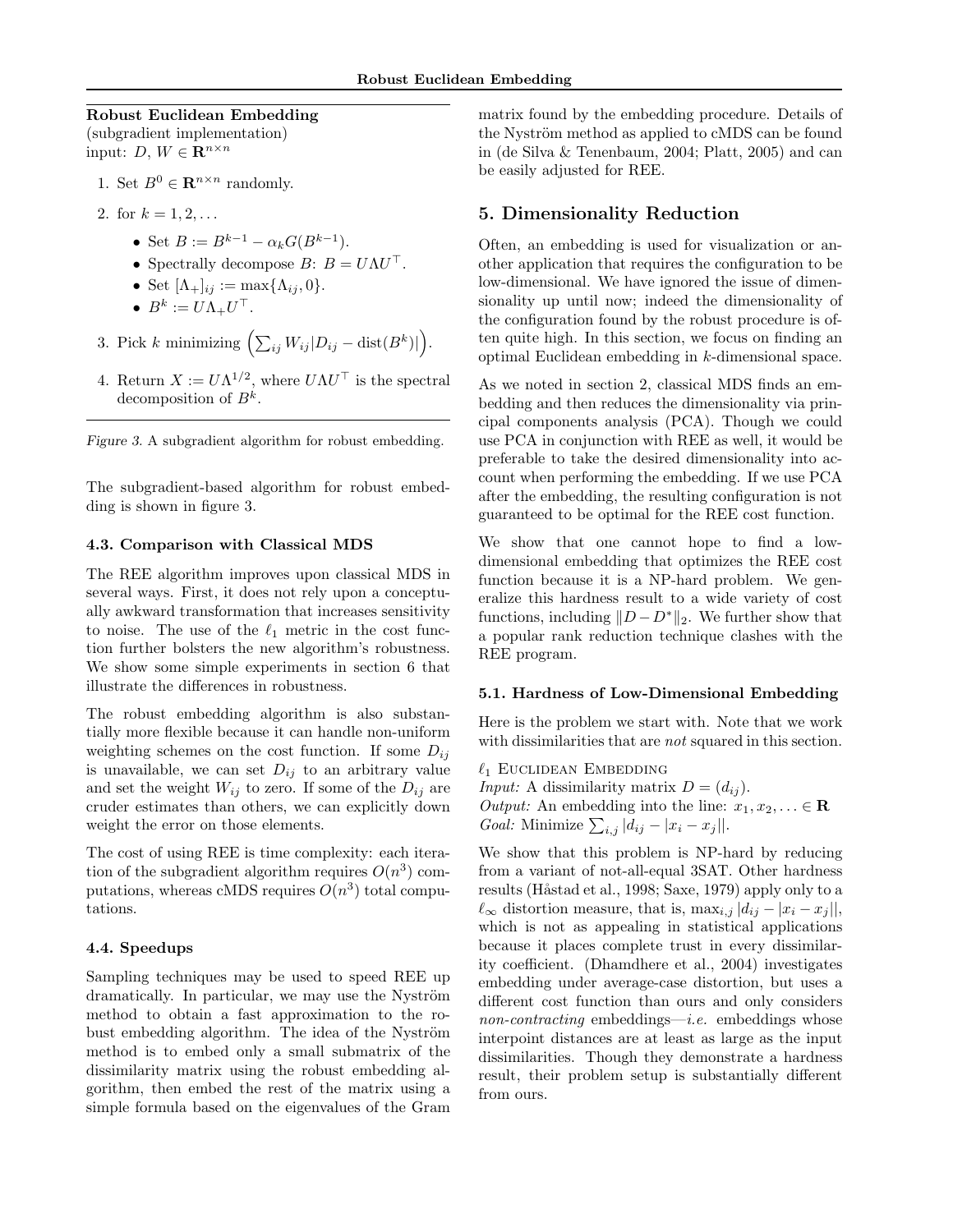**Robust Euclidean Embedding**
(subgradient implementation)
input: $D$, $W \in \mathbf{R}^{n \times n}$

1. Set $B^0 \in \mathbf{R}^{n \times n}$ randomly.
2. for $k = 1, 2, \ldots$
   - Set $B := B^{k-1} - \alpha_k G(B^{k-1})$.
   - Spectrally decompose $B$: $B = U\Lambda U^\top$.
   - Set $[\Lambda_+]_{ij} := \max\{\Lambda_{ij}, 0\}$.
   - $B^k := U\Lambda_+ U^\top$.
3. Pick $k$ minimizing $\left(\sum_{ij} W_{ij} |D_{ij} - \mathrm{dist}(B^k)|\right)$.
4. Return $X := U\Lambda^{1/2}$, where $U\Lambda U^\top$ is the spectral decomposition of $B^k$.

*Figure 3.* A subgradient algorithm for robust embedding.

The subgradient-based algorithm for robust embedding is shown in figure 3.

### 4.3. Comparison with Classical MDS

The REE algorithm improves upon classical MDS in several ways. First, it does not rely upon a conceptually awkward transformation that increases sensitivity to noise. The use of the $\ell_1$ metric in the cost function further bolsters the new algorithm's robustness. We show some simple experiments in section 6 that illustrate the differences in robustness.

The robust embedding algorithm is also substantially more flexible because it can handle non-uniform weighting schemes on the cost function. If some $D_{ij}$ is unavailable, we can set $D_{ij}$ to an arbitrary value and set the weight $W_{ij}$ to zero. If some of the $D_{ij}$ are cruder estimates than others, we can explicitly down weight the error on those elements.

The cost of using REE is time complexity: each iteration of the subgradient algorithm requires $O(n^3)$ computations, whereas cMDS requires $O(n^3)$ total computations.

### 4.4. Speedups

Sampling techniques may be used to speed REE up dramatically. In particular, we may use the Nyström method to obtain a fast approximation to the robust embedding algorithm. The idea of the Nyström method is to embed only a small submatrix of the dissimilarity matrix using the robust embedding algorithm, then embed the rest of the matrix using a simple formula based on the eigenvalues of the Gram matrix found by the embedding procedure. Details of the Nyström method as applied to cMDS can be found in (de Silva & Tenenbaum, 2004; Platt, 2005) and can be easily adjusted for REE.

## 5. Dimensionality Reduction

Often, an embedding is used for visualization or another application that requires the configuration to be low-dimensional. We have ignored the issue of dimensionality up until now; indeed the dimensionality of the configuration found by the robust procedure is often quite high. In this section, we focus on finding an optimal Euclidean embedding in $k$-dimensional space.

As we noted in section 2, classical MDS finds an embedding and then reduces the dimensionality via principal components analysis (PCA). Though we could use PCA in conjunction with REE as well, it would be preferable to take the desired dimensionality into account when performing the embedding. If we use PCA after the embedding, the resulting configuration is not guaranteed to be optimal for the REE cost function.

We show that one cannot hope to find a low-dimensional embedding that optimizes the REE cost function because it is a NP-hard problem. We generalize this hardness result to a wide variety of cost functions, including $\|D - D^*\|_2$. We further show that a popular rank reduction technique clashes with the REE program.

### 5.1. Hardness of Low-Dimensional Embedding

Here is the problem we start with. Note that we work with dissimilarities that are *not* squared in this section.

$\ell_1$ Euclidean Embedding
*Input:* A dissimilarity matrix $D = (d_{ij})$.
*Output:* An embedding into the line: $x_1, x_2, \ldots \in \mathbf{R}$
*Goal:* Minimize $\sum_{i,j} |d_{ij} - |x_i - x_j||$.

We show that this problem is NP-hard by reducing from a variant of not-all-equal 3SAT. Other hardness results (Håstad et al., 1998; Saxe, 1979) apply only to a $\ell_\infty$ distortion measure, that is, $\max_{i,j} |d_{ij} - |x_i - x_j||$, which is not as appealing in statistical applications because it places complete trust in every dissimilarity coefficient. (Dhamdhere et al., 2004) investigates embedding under average-case distortion, but uses a different cost function than ours and only considers *non-contracting* embeddings—*i.e.* embeddings whose interpoint distances are at least as large as the input dissimilarities. Though they demonstrate a hardness result, their problem setup is substantially different from ours.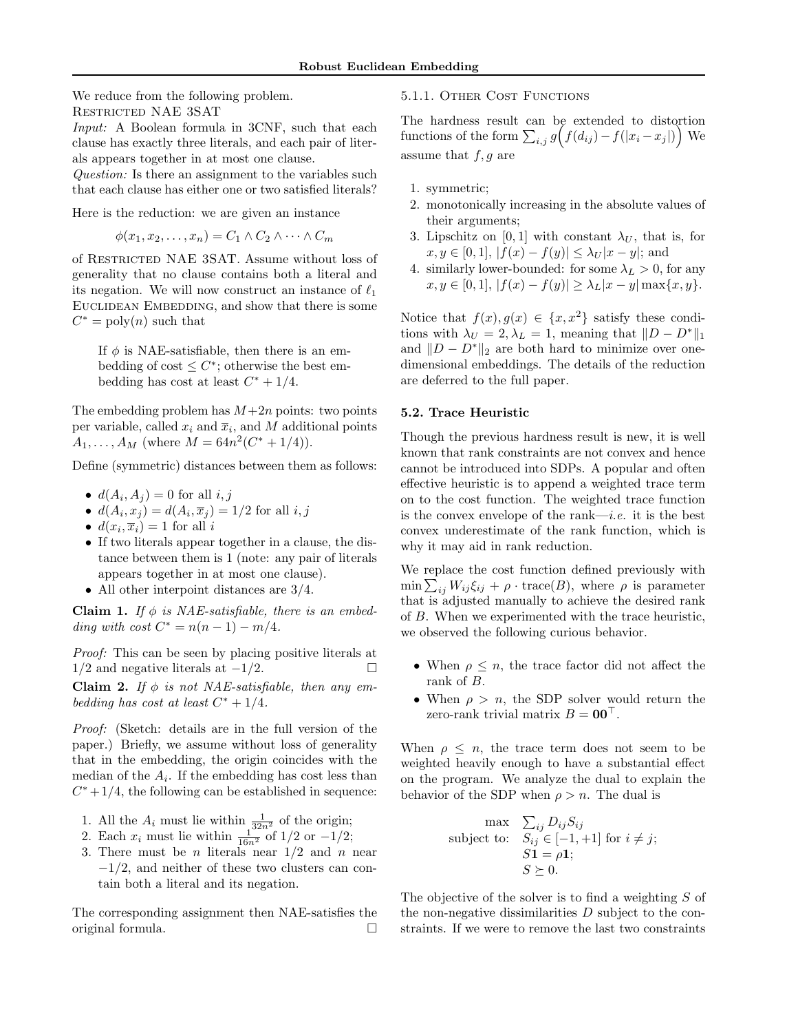We reduce from the following problem.

RESTRICTED NAE 3SAT

*Input:* A Boolean formula in 3CNF, such that each clause has exactly three literals, and each pair of literals appears together in at most one clause.

*Question:* Is there an assignment to the variables such that each clause has either one or two satisfied literals?

Here is the reduction: we are given an instance

$$\phi(x_1, x_2, \ldots, x_n) = C_1 \wedge C_2 \wedge \cdots \wedge C_m$$

of RESTRICTED NAE 3SAT. Assume without loss of generality that no clause contains both a literal and its negation. We will now construct an instance of $\ell_1$ EUCLIDEAN EMBEDDING, and show that there is some $C^* = \text{poly}(n)$ such that

> If $\phi$ is NAE-satisfiable, then there is an embedding of cost $\leq C^*$; otherwise the best embedding has cost at least $C^* + 1/4$.

The embedding problem has $M+2n$ points: two points per variable, called $x_i$ and $\overline{x}_i$, and $M$ additional points $A_1, \ldots, A_M$ (where $M = 64n^2(C^* + 1/4)$).

Define (symmetric) distances between them as follows:

- $d(A_i, A_j) = 0$ for all $i, j$
- $d(A_i, x_j) = d(A_i, \overline{x}_j) = 1/2$ for all $i, j$
- $d(x_i, \overline{x}_i) = 1$ for all $i$
- If two literals appear together in a clause, the distance between them is 1 (note: any pair of literals appears together in at most one clause).
- All other interpoint distances are $3/4$.

**Claim 1.** *If $\phi$ is NAE-satisfiable, there is an embedding with cost $C^* = n(n-1) - m/4$.*

*Proof:* This can be seen by placing positive literals at $1/2$ and negative literals at $-1/2$. □

**Claim 2.** *If $\phi$ is not NAE-satisfiable, then any embedding has cost at least $C^* + 1/4$.*

*Proof:* (Sketch: details are in the full version of the paper.) Briefly, we assume without loss of generality that in the embedding, the origin coincides with the median of the $A_i$. If the embedding has cost less than $C^* + 1/4$, the following can be established in sequence:

1. All the $A_i$ must lie within $\frac{1}{32n^2}$ of the origin;
2. Each $x_i$ must lie within $\frac{1}{16n^2}$ of $1/2$ or $-1/2$;
3. There must be $n$ literals near $1/2$ and $n$ near $-1/2$, and neither of these two clusters can contain both a literal and its negation.

The corresponding assignment then NAE-satisfies the original formula. □

#### 5.1.1. OTHER COST FUNCTIONS

The hardness result can be extended to distortion functions of the form $\sum_{i,j} g\Big(f(d_{ij}) - f(|x_i - x_j|)\Big)$ We assume that $f, g$ are

1. symmetric;
2. monotonically increasing in the absolute values of their arguments;
3. Lipschitz on $[0, 1]$ with constant $\lambda_U$, that is, for $x, y \in [0, 1]$, $|f(x) - f(y)| \leq \lambda_U |x - y|$; and
4. similarly lower-bounded: for some $\lambda_L > 0$, for any $x, y \in [0, 1]$, $|f(x) - f(y)| \geq \lambda_L |x - y| \max\{x, y\}$.

Notice that $f(x), g(x) \in \{x, x^2\}$ satisfy these conditions with $\lambda_U = 2, \lambda_L = 1$, meaning that $\|D - D^*\|_1$ and $\|D - D^*\|_2$ are both hard to minimize over one-dimensional embeddings. The details of the reduction are deferred to the full paper.

### 5.2. Trace Heuristic

Though the previous hardness result is new, it is well known that rank constraints are not convex and hence cannot be introduced into SDPs. A popular and often effective heuristic is to append a weighted trace term on to the cost function. The weighted trace function is the convex envelope of the rank—*i.e.* it is the best convex underestimate of the rank function, which is why it may aid in rank reduction.

We replace the cost function defined previously with $\min \sum_{ij} W_{ij} \xi_{ij} + \rho \cdot \text{trace}(B)$, where $\rho$ is parameter that is adjusted manually to achieve the desired rank of $B$. When we experimented with the trace heuristic, we observed the following curious behavior.

- When $\rho \leq n$, the trace factor did not affect the rank of $B$.
- When $\rho > n$, the SDP solver would return the zero-rank trivial matrix $B = \mathbf{0}\mathbf{0}^\top$.

When $\rho \leq n$, the trace term does not seem to be weighted heavily enough to have a substantial effect on the program. We analyze the dual to explain the behavior of the SDP when $\rho > n$. The dual is

$$\begin{array}{rl} \max & \sum_{ij} D_{ij} S_{ij} \\ \text{subject to:} & S_{ij} \in [-1, +1] \text{ for } i \neq j; \\ & S\mathbf{1} = \rho \mathbf{1}; \\ & S \succeq 0. \end{array}$$

The objective of the solver is to find a weighting $S$ of the non-negative dissimilarities $D$ subject to the constraints. If we were to remove the last two constraints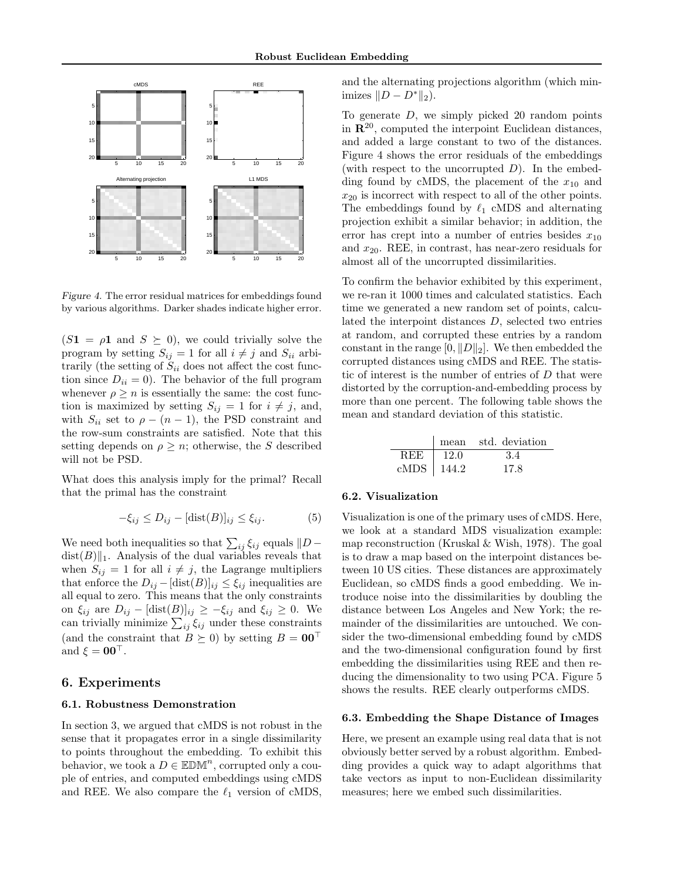Figure 4. The error residual matrices for embeddings found by various algorithms. Darker shades indicate higher error.

($S\mathbf{1} = \rho\mathbf{1}$ and $S \succeq 0$), we could trivially solve the program by setting $S_{ij} = 1$ for all $i \neq j$ and $S_{ii}$ arbitrarily (the setting of $S_{ii}$ does not affect the cost function since $D_{ii} = 0$). The behavior of the full program whenever $\rho \geq n$ is essentially the same: the cost function is maximized by setting $S_{ij} = 1$ for $i \neq j$, and, with $S_{ii}$ set to $\rho - (n-1)$, the PSD constraint and the row-sum constraints are satisfied. Note that this setting depends on $\rho \geq n$; otherwise, the $S$ described will not be PSD.

What does this analysis imply for the primal? Recall that the primal has the constraint

$$-\xi_{ij} \leq D_{ij} - [\mathrm{dist}(B)]_{ij} \leq \xi_{ij}. \tag{5}$$

We need both inequalities so that $\sum_{ij} \xi_{ij}$ equals $\|D - \mathrm{dist}(B)\|_1$. Analysis of the dual variables reveals that when $S_{ij} = 1$ for all $i \neq j$, the Lagrange multipliers that enforce the $D_{ij} - [\mathrm{dist}(B)]_{ij} \leq \xi_{ij}$ inequalities are all equal to zero. This means that the only constraints on $\xi_{ij}$ are $D_{ij} - [\mathrm{dist}(B)]_{ij} \geq -\xi_{ij}$ and $\xi_{ij} \geq 0$. We can trivially minimize $\sum_{ij} \xi_{ij}$ under these constraints (and the constraint that $B \succeq 0$) by setting $B = \mathbf{0}\mathbf{0}^\top$ and $\xi = \mathbf{0}\mathbf{0}^\top$.

## 6. Experiments

### 6.1. Robustness Demonstration

In section 3, we argued that cMDS is not robust in the sense that it propagates error in a single dissimilarity to points throughout the embedding. To exhibit this behavior, we took a $D \in \mathbb{EDM}^n$, corrupted only a couple of entries, and computed embeddings using cMDS and REE. We also compare the $\ell_1$ version of cMDS, and the alternating projections algorithm (which minimizes $\|D - D^*\|_2$).

To generate $D$, we simply picked 20 random points in $\mathbf{R}^{20}$, computed the interpoint Euclidean distances, and added a large constant to two of the distances. Figure 4 shows the error residuals of the embeddings (with respect to the uncorrupted $D$). In the embedding found by cMDS, the placement of the $x_{10}$ and $x_{20}$ is incorrect with respect to all of the other points. The embeddings found by $\ell_1$ cMDS and alternating projection exhibit a similar behavior; in addition, the error has crept into a number of entries besides $x_{10}$ and $x_{20}$. REE, in contrast, has near-zero residuals for almost all of the uncorrupted dissimilarities.

To confirm the behavior exhibited by this experiment, we re-ran it 1000 times and calculated statistics. Each time we generated a new random set of points, calculated the interpoint distances $D$, selected two entries at random, and corrupted these entries by a random constant in the range $[0, \|D\|_2]$. We then embedded the corrupted distances using cMDS and REE. The statistic of interest is the number of entries of $D$ that were distorted by the corruption-and-embedding process by more than one percent. The following table shows the mean and standard deviation of this statistic.

| | mean | std. deviation |
|---|---|---|
| REE | 12.0 | 3.4 |
| cMDS | 144.2 | 17.8 |

### 6.2. Visualization

Visualization is one of the primary uses of cMDS. Here, we look at a standard MDS visualization example: map reconstruction (Kruskal & Wish, 1978). The goal is to draw a map based on the interpoint distances between 10 US cities. These distances are approximately Euclidean, so cMDS finds a good embedding. We introduce noise into the dissimilarities by doubling the distance between Los Angeles and New York; the remainder of the dissimilarities are untouched. We consider the two-dimensional embedding found by cMDS and the two-dimensional configuration found by first embedding the dissimilarities using REE and then reducing the dimensionality to two using PCA. Figure 5 shows the results. REE clearly outperforms cMDS.

### 6.3. Embedding the Shape Distance of Images

Here, we present an example using real data that is not obviously better served by a robust algorithm. Embedding provides a quick way to adapt algorithms that take vectors as input to non-Euclidean dissimilarity measures; here we embed such dissimilarities.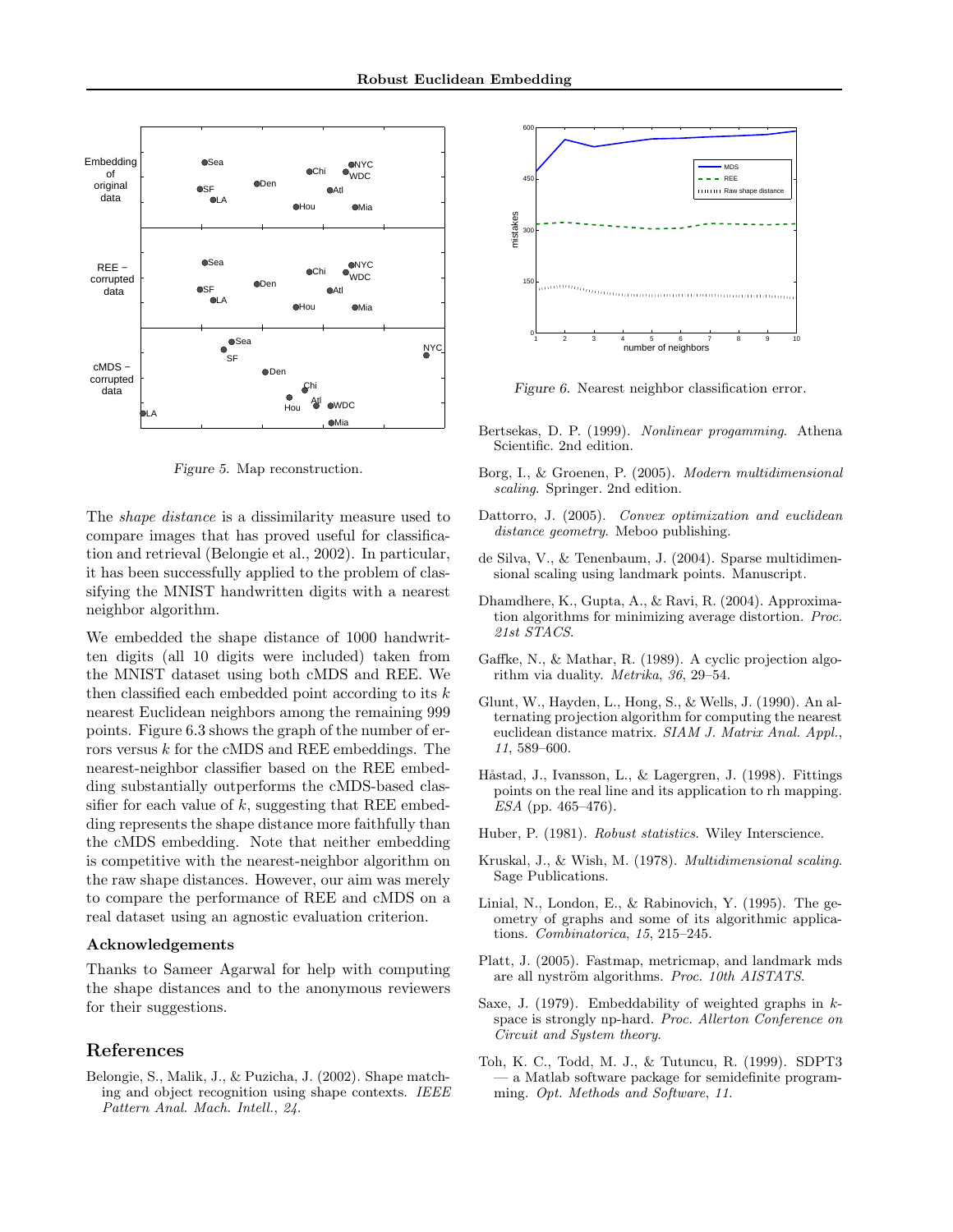Embedding of original data

Sea, Chi, NYC, WDC, Den, SF, LA, Atl, Hou, Mia

REE − corrupted data

Sea, Chi, NYC, WDC, Den, SF, LA, Atl, Hou, Mia

cMDS − corrupted data

Sea, SF, NYC, Den, Chi, Hou, Atl, WDC, LA, Mia

*Figure 5.* Map reconstruction.

600
450
300
150
0

mistakes

1 2 3 4 5 6 7 8 9 10

number of neighbors

MDS
REE
Raw shape distance

*Figure 6.* Nearest neighbor classification error.

The *shape distance* is a dissimilarity measure used to compare images that has proved useful for classification and retrieval (Belongie et al., 2002). In particular, it has been successfully applied to the problem of classifying the MNIST handwritten digits with a nearest neighbor algorithm.

We embedded the shape distance of 1000 handwritten digits (all 10 digits were included) taken from the MNIST dataset using both cMDS and REE. We then classified each embedded point according to its $k$ nearest Euclidean neighbors among the remaining 999 points. Figure 6.3 shows the graph of the number of errors versus $k$ for the cMDS and REE embeddings. The nearest-neighbor classifier based on the REE embedding substantially outperforms the cMDS-based classifier for each value of $k$, suggesting that REE embedding represents the shape distance more faithfully than the cMDS embedding. Note that neither embedding is competitive with the nearest-neighbor algorithm on the raw shape distances. However, our aim was merely to compare the performance of REE and cMDS on a real dataset using an agnostic evaluation criterion.

### Acknowledgements

Thanks to Sameer Agarwal for help with computing the shape distances and to the anonymous reviewers for their suggestions.

## References

Belongie, S., Malik, J., & Puzicha, J. (2002). Shape matching and object recognition using shape contexts. *IEEE Pattern Anal. Mach. Intell.*, *24*.

Bertsekas, D. P. (1999). *Nonlinear progamming*. Athena Scientific. 2nd edition.

Borg, I., & Groenen, P. (2005). *Modern multidimensional scaling*. Springer. 2nd edition.

Dattorro, J. (2005). *Convex optimization and euclidean distance geometry*. Meboo publishing.

de Silva, V., & Tenenbaum, J. (2004). Sparse multidimensional scaling using landmark points. Manuscript.

Dhamdhere, K., Gupta, A., & Ravi, R. (2004). Approximation algorithms for minimizing average distortion. *Proc. 21st STACS*.

Gaffke, N., & Mathar, R. (1989). A cyclic projection algorithm via duality. *Metrika*, *36*, 29–54.

Glunt, W., Hayden, L., Hong, S., & Wells, J. (1990). An alternating projection algorithm for computing the nearest euclidean distance matrix. *SIAM J. Matrix Anal. Appl.*, *11*, 589–600.

Håstad, J., Ivansson, L., & Lagergren, J. (1998). Fittings points on the real line and its application to rh mapping. *ESA* (pp. 465–476).

Huber, P. (1981). *Robust statistics*. Wiley Interscience.

Kruskal, J., & Wish, M. (1978). *Multidimensional scaling*. Sage Publications.

Linial, N., London, E., & Rabinovich, Y. (1995). The geometry of graphs and some of its algorithmic applications. *Combinatorica*, *15*, 215–245.

Platt, J. (2005). Fastmap, metricmap, and landmark mds are all nyström algorithms. *Proc. 10th AISTATS*.

Saxe, J. (1979). Embeddability of weighted graphs in $k$-space is strongly np-hard. *Proc. Allerton Conference on Circuit and System theory*.

Toh, K. C., Todd, M. J., & Tutuncu, R. (1999). SDPT3 — a Matlab software package for semidefinite programming. *Opt. Methods and Software*, *11*.